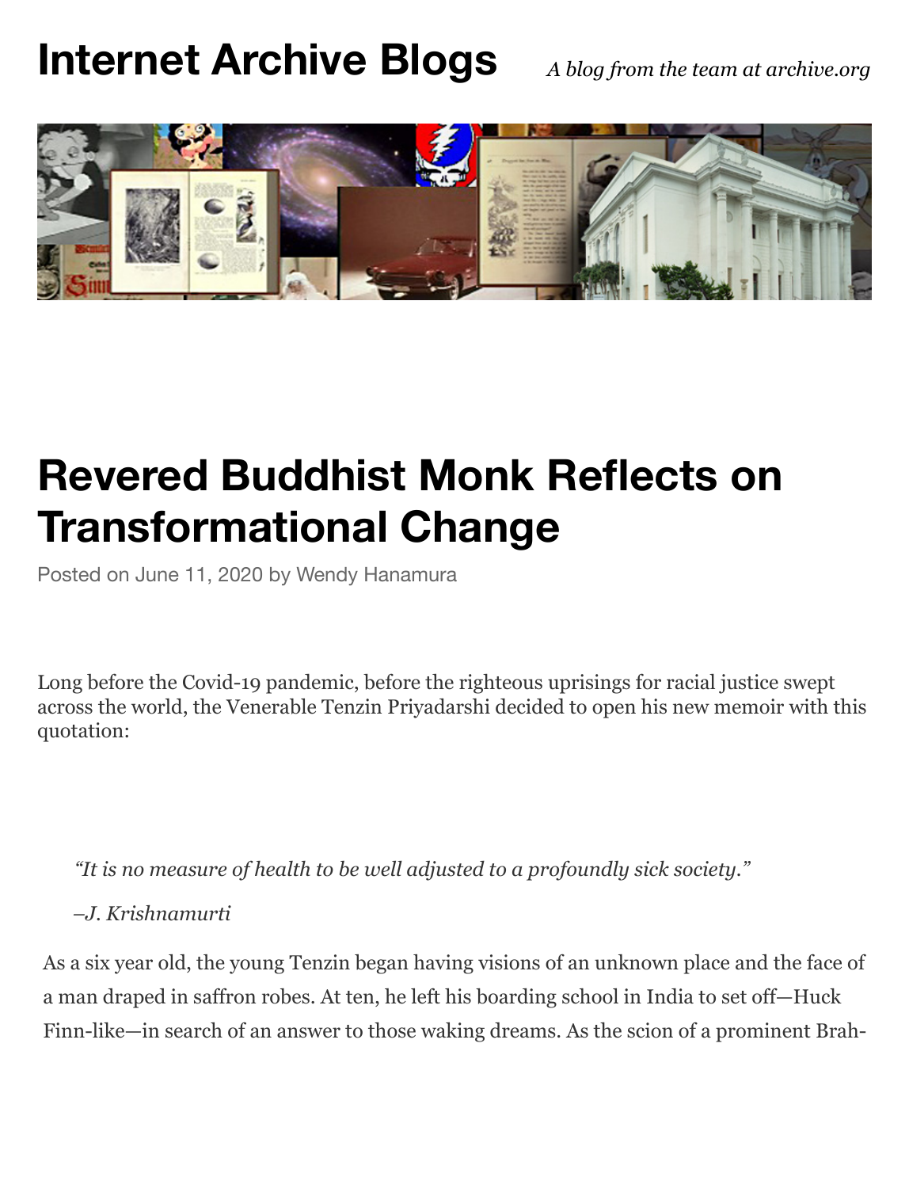# Internet Archive Blogs

*A blog from the team at archive.org*

# Revered Buddhist Monk Reflects on Transformational Change

Posted on June 11, 2020 by Wendy Hanamura

Long before the Covid-19 pandemic, before the righteous uprisings for racial justice swept across the world, the Venerable Tenzin Priyadarshi decided to open his new memoir with this quotation:

> *"It is no measure of health to be well adjusted to a profoundly sick society."*
>
> *–J. Krishnamurti*

As a six year old, the young Tenzin began having visions of an unknown place and the face of a man draped in saffron robes. At ten, he left his boarding school in India to set off—Huck Finn-like—in search of an answer to those waking dreams. As the scion of a prominent Brah-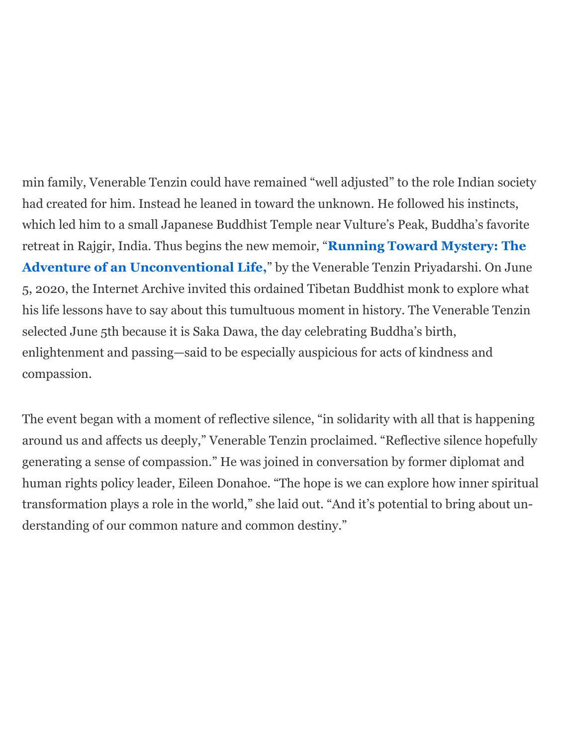min family, Venerable Tenzin could have remained "well adjusted" to the role Indian society had created for him. Instead he leaned in toward the unknown. He followed his instincts, which led him to a small Japanese Buddhist Temple near Vulture's Peak, Buddha's favorite retreat in Rajgir, India. Thus begins the new memoir, "**Running Toward Mystery: The Adventure of an Unconventional Life,**" by the Venerable Tenzin Priyadarshi. On June 5, 2020, the Internet Archive invited this ordained Tibetan Buddhist monk to explore what his life lessons have to say about this tumultuous moment in history. The Venerable Tenzin selected June 5th because it is Saka Dawa, the day celebrating Buddha's birth, enlightenment and passing—said to be especially auspicious for acts of kindness and compassion.

The event began with a moment of reflective silence, "in solidarity with all that is happening around us and affects us deeply," Venerable Tenzin proclaimed. "Reflective silence hopefully generating a sense of compassion." He was joined in conversation by former diplomat and human rights policy leader, Eileen Donahoe. "The hope is we can explore how inner spiritual transformation plays a role in the world," she laid out. "And it's potential to bring about understanding of our common nature and common destiny."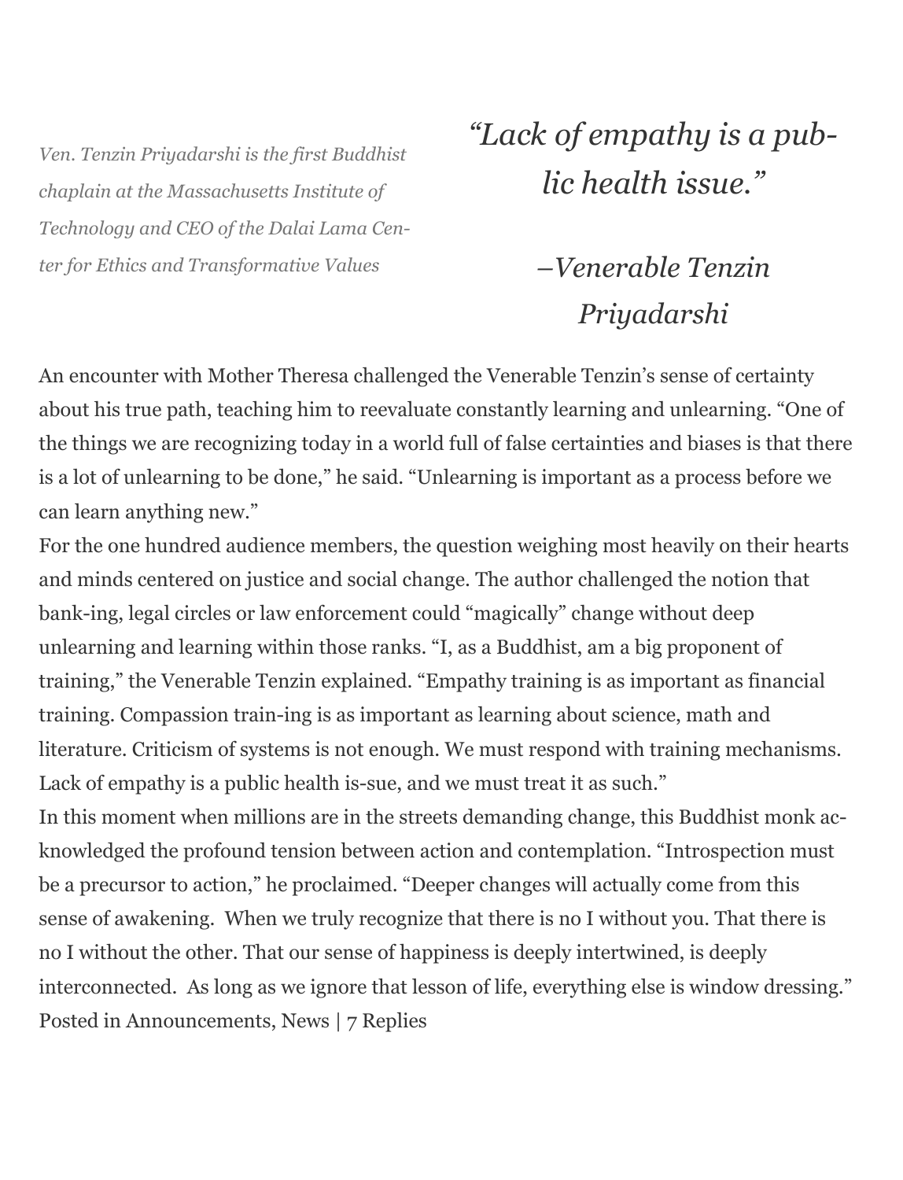*Ven. Tenzin Priyadarshi is the first Buddhist chaplain at the Massachusetts Institute of Technology and CEO of the Dalai Lama Center for Ethics and Transformative Values*

> *"Lack of empathy is a public health issue."*
>
> *–Venerable Tenzin Priyadarshi*

An encounter with Mother Theresa challenged the Venerable Tenzin's sense of certainty about his true path, teaching him to reevaluate constantly learning and unlearning. "One of the things we are recognizing today in a world full of false certainties and biases is that there is a lot of unlearning to be done," he said. "Unlearning is important as a process before we can learn anything new."

For the one hundred audience members, the question weighing most heavily on their hearts and minds centered on justice and social change. The author challenged the notion that bank-ing, legal circles or law enforcement could "magically" change without deep unlearning and learning within those ranks. "I, as a Buddhist, am a big proponent of training," the Venerable Tenzin explained. "Empathy training is as important as financial training. Compassion train-ing is as important as learning about science, math and literature. Criticism of systems is not enough. We must respond with training mechanisms. Lack of empathy is a public health is-sue, and we must treat it as such."

In this moment when millions are in the streets demanding change, this Buddhist monk ac-knowledged the profound tension between action and contemplation. "Introspection must be a precursor to action," he proclaimed. "Deeper changes will actually come from this sense of awakening. When we truly recognize that there is no I without you. That there is no I without the other. That our sense of happiness is deeply intertwined, is deeply interconnected. As long as we ignore that lesson of life, everything else is window dressing."

Posted in Announcements, News | 7 Replies